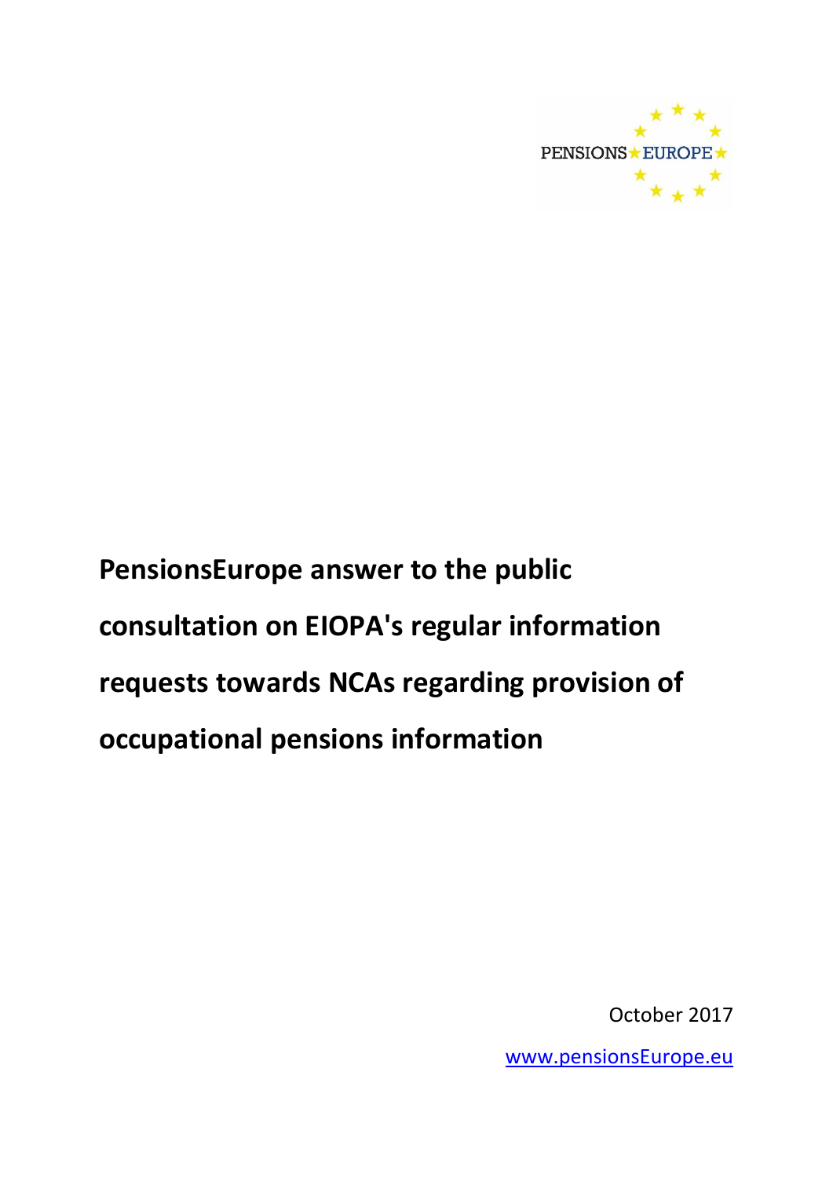PENSIONS EUROPE

# PensionsEurope answer to the public consultation on EIOPA's regular information requests towards NCAs regarding provision of occupational pensions information

October 2017

www.pensionsEurope.eu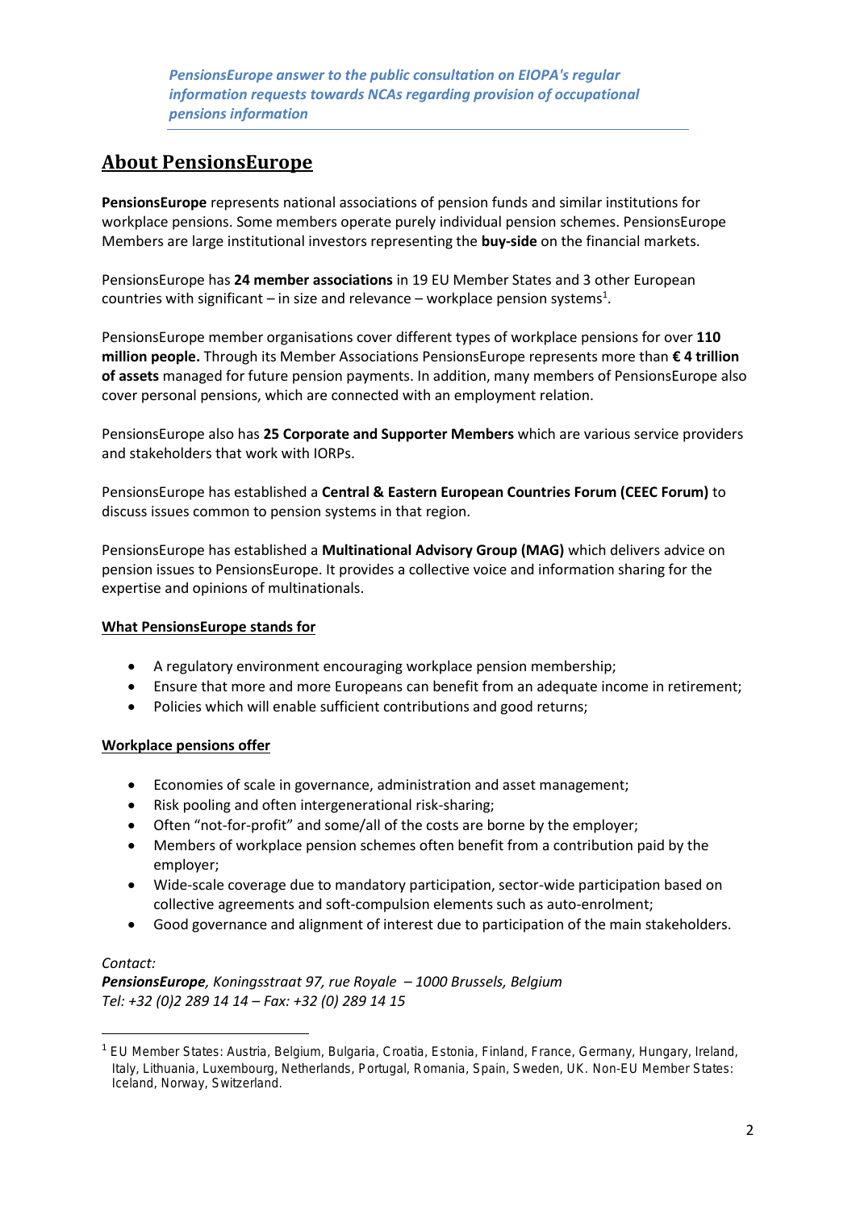*PensionsEurope answer to the public consultation on EIOPA's regular information requests towards NCAs regarding provision of occupational pensions information*

## About PensionsEurope

**PensionsEurope** represents national associations of pension funds and similar institutions for workplace pensions. Some members operate purely individual pension schemes. PensionsEurope Members are large institutional investors representing the **buy-side** on the financial markets.

PensionsEurope has **24 member associations** in 19 EU Member States and 3 other European countries with significant – in size and relevance – workplace pension systems[1].

PensionsEurope member organisations cover different types of workplace pensions for over **110 million people.** Through its Member Associations PensionsEurope represents more than **€ 4 trillion of assets** managed for future pension payments. In addition, many members of PensionsEurope also cover personal pensions, which are connected with an employment relation.

PensionsEurope also has **25 Corporate and Supporter Members** which are various service providers and stakeholders that work with IORPs.

PensionsEurope has established a **Central & Eastern European Countries Forum (CEEC Forum)** to discuss issues common to pension systems in that region.

PensionsEurope has established a **Multinational Advisory Group (MAG)** which delivers advice on pension issues to PensionsEurope. It provides a collective voice and information sharing for the expertise and opinions of multinationals.

**What PensionsEurope stands for**

- A regulatory environment encouraging workplace pension membership;
- Ensure that more and more Europeans can benefit from an adequate income in retirement;
- Policies which will enable sufficient contributions and good returns;

**Workplace pensions offer**

- Economies of scale in governance, administration and asset management;
- Risk pooling and often intergenerational risk-sharing;
- Often "not-for-profit" and some/all of the costs are borne by the employer;
- Members of workplace pension schemes often benefit from a contribution paid by the employer;
- Wide-scale coverage due to mandatory participation, sector-wide participation based on collective agreements and soft-compulsion elements such as auto-enrolment;
- Good governance and alignment of interest due to participation of the main stakeholders.

*Contact:*
***PensionsEurope**, Koningsstraat 97, rue Royale – 1000 Brussels, Belgium*
*Tel: +32 (0)2 289 14 14 – Fax: +32 (0) 289 14 15*

[1] EU Member States: Austria, Belgium, Bulgaria, Croatia, Estonia, Finland, France, Germany, Hungary, Ireland, Italy, Lithuania, Luxembourg, Netherlands, Portugal, Romania, Spain, Sweden, UK. Non-EU Member States: Iceland, Norway, Switzerland.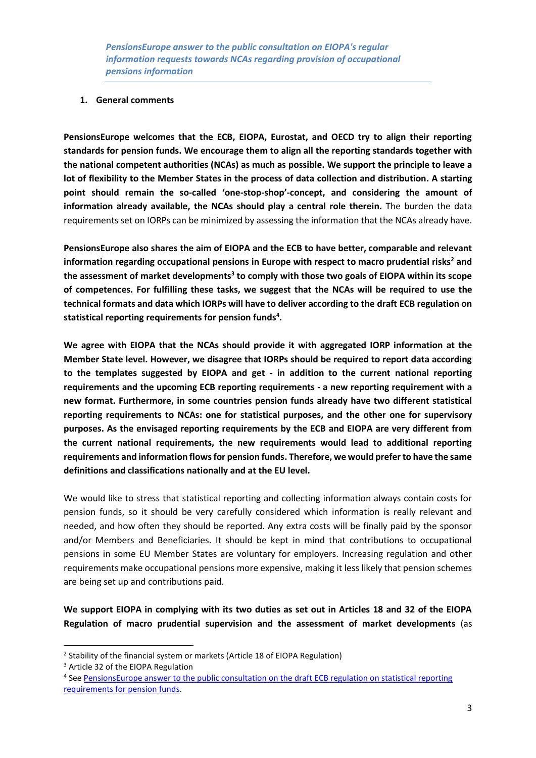*PensionsEurope answer to the public consultation on EIOPA's regular information requests towards NCAs regarding provision of occupational pensions information*

## 1. General comments

**PensionsEurope welcomes that the ECB, EIOPA, Eurostat, and OECD try to align their reporting standards for pension funds. We encourage them to align all the reporting standards together with the national competent authorities (NCAs) as much as possible. We support the principle to leave a lot of flexibility to the Member States in the process of data collection and distribution. A starting point should remain the so-called 'one-stop-shop'-concept, and considering the amount of information already available, the NCAs should play a central role therein.** The burden the data requirements set on IORPs can be minimized by assessing the information that the NCAs already have.

**PensionsEurope also shares the aim of EIOPA and the ECB to have better, comparable and relevant information regarding occupational pensions in Europe with respect to macro prudential risks[2] and the assessment of market developments[3] to comply with those two goals of EIOPA within its scope of competences. For fulfilling these tasks, we suggest that the NCAs will be required to use the technical formats and data which IORPs will have to deliver according to the draft ECB regulation on statistical reporting requirements for pension funds[4].**

**We agree with EIOPA that the NCAs should provide it with aggregated IORP information at the Member State level. However, we disagree that IORPs should be required to report data according to the templates suggested by EIOPA and get - in addition to the current national reporting requirements and the upcoming ECB reporting requirements - a new reporting requirement with a new format. Furthermore, in some countries pension funds already have two different statistical reporting requirements to NCAs: one for statistical purposes, and the other one for supervisory purposes. As the envisaged reporting requirements by the ECB and EIOPA are very different from the current national requirements, the new requirements would lead to additional reporting requirements and information flows for pension funds. Therefore, we would prefer to have the same definitions and classifications nationally and at the EU level.**

We would like to stress that statistical reporting and collecting information always contain costs for pension funds, so it should be very carefully considered which information is really relevant and needed, and how often they should be reported. Any extra costs will be finally paid by the sponsor and/or Members and Beneficiaries. It should be kept in mind that contributions to occupational pensions in some EU Member States are voluntary for employers. Increasing regulation and other requirements make occupational pensions more expensive, making it less likely that pension schemes are being set up and contributions paid.

**We support EIOPA in complying with its two duties as set out in Articles 18 and 32 of the EIOPA Regulation of macro prudential supervision and the assessment of market developments** (as

---

[2] Stability of the financial system or markets (Article 18 of EIOPA Regulation)

[3] Article 32 of the EIOPA Regulation

[4] See [PensionsEurope answer to the public consultation on the draft ECB regulation on statistical reporting requirements for pension funds](PensionsEurope answer to the public consultation on the draft ECB regulation on statistical reporting requirements for pension funds).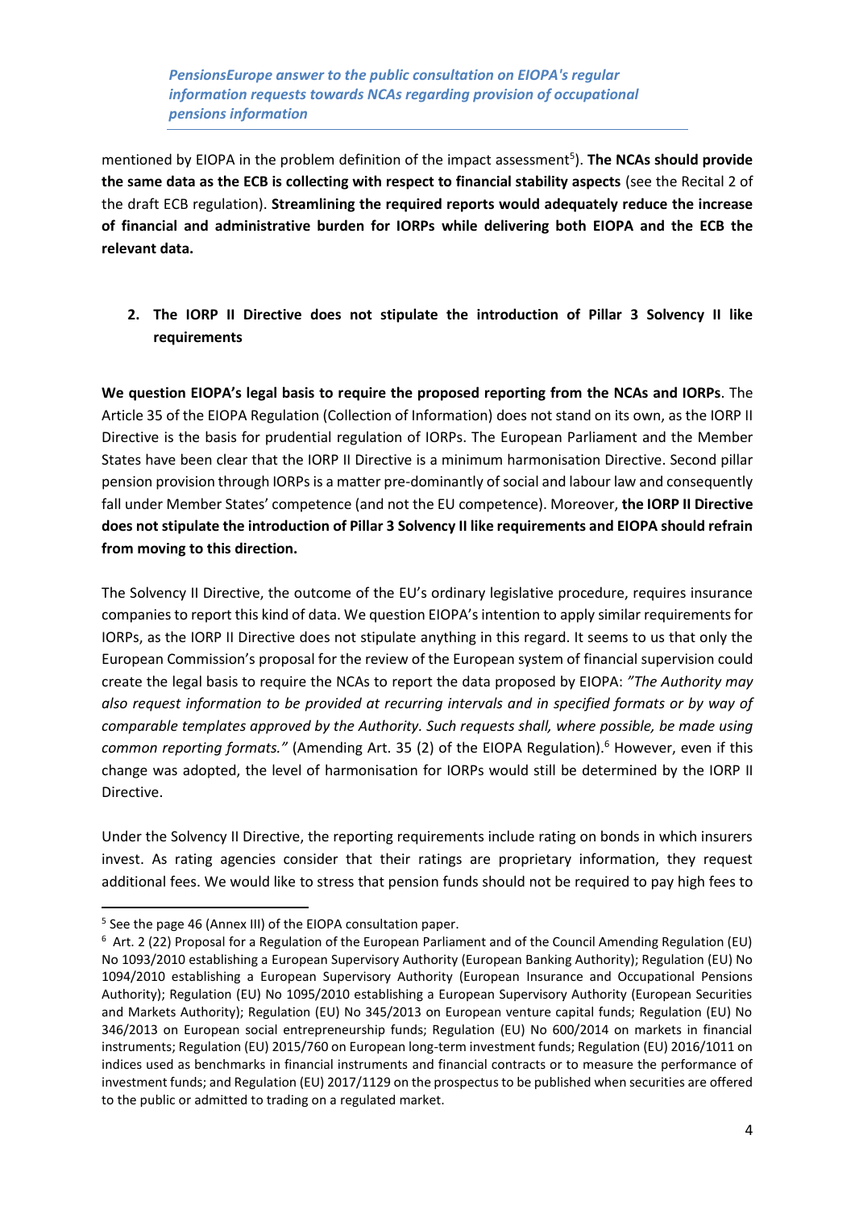mentioned by EIOPA in the problem definition of the impact assessment[5]). **The NCAs should provide the same data as the ECB is collecting with respect to financial stability aspects** (see the Recital 2 of the draft ECB regulation). **Streamlining the required reports would adequately reduce the increase of financial and administrative burden for IORPs while delivering both EIOPA and the ECB the relevant data.**

## 2. The IORP II Directive does not stipulate the introduction of Pillar 3 Solvency II like requirements

**We question EIOPA's legal basis to require the proposed reporting from the NCAs and IORPs**. The Article 35 of the EIOPA Regulation (Collection of Information) does not stand on its own, as the IORP II Directive is the basis for prudential regulation of IORPs. The European Parliament and the Member States have been clear that the IORP II Directive is a minimum harmonisation Directive. Second pillar pension provision through IORPs is a matter pre-dominantly of social and labour law and consequently fall under Member States' competence (and not the EU competence). Moreover, **the IORP II Directive does not stipulate the introduction of Pillar 3 Solvency II like requirements and EIOPA should refrain from moving to this direction.**

The Solvency II Directive, the outcome of the EU's ordinary legislative procedure, requires insurance companies to report this kind of data. We question EIOPA's intention to apply similar requirements for IORPs, as the IORP II Directive does not stipulate anything in this regard. It seems to us that only the European Commission's proposal for the review of the European system of financial supervision could create the legal basis to require the NCAs to report the data proposed by EIOPA: *"The Authority may also request information to be provided at recurring intervals and in specified formats or by way of comparable templates approved by the Authority. Such requests shall, where possible, be made using common reporting formats."* (Amending Art. 35 (2) of the EIOPA Regulation).[6] However, even if this change was adopted, the level of harmonisation for IORPs would still be determined by the IORP II Directive.

Under the Solvency II Directive, the reporting requirements include rating on bonds in which insurers invest. As rating agencies consider that their ratings are proprietary information, they request additional fees. We would like to stress that pension funds should not be required to pay high fees to

---

[5] See the page 46 (Annex III) of the EIOPA consultation paper.

[6] Art. 2 (22) Proposal for a Regulation of the European Parliament and of the Council Amending Regulation (EU) No 1093/2010 establishing a European Supervisory Authority (European Banking Authority); Regulation (EU) No 1094/2010 establishing a European Supervisory Authority (European Insurance and Occupational Pensions Authority); Regulation (EU) No 1095/2010 establishing a European Supervisory Authority (European Securities and Markets Authority); Regulation (EU) No 345/2013 on European venture capital funds; Regulation (EU) No 346/2013 on European social entrepreneurship funds; Regulation (EU) No 600/2014 on markets in financial instruments; Regulation (EU) 2015/760 on European long-term investment funds; Regulation (EU) 2016/1011 on indices used as benchmarks in financial instruments and financial contracts or to measure the performance of investment funds; and Regulation (EU) 2017/1129 on the prospectus to be published when securities are offered to the public or admitted to trading on a regulated market.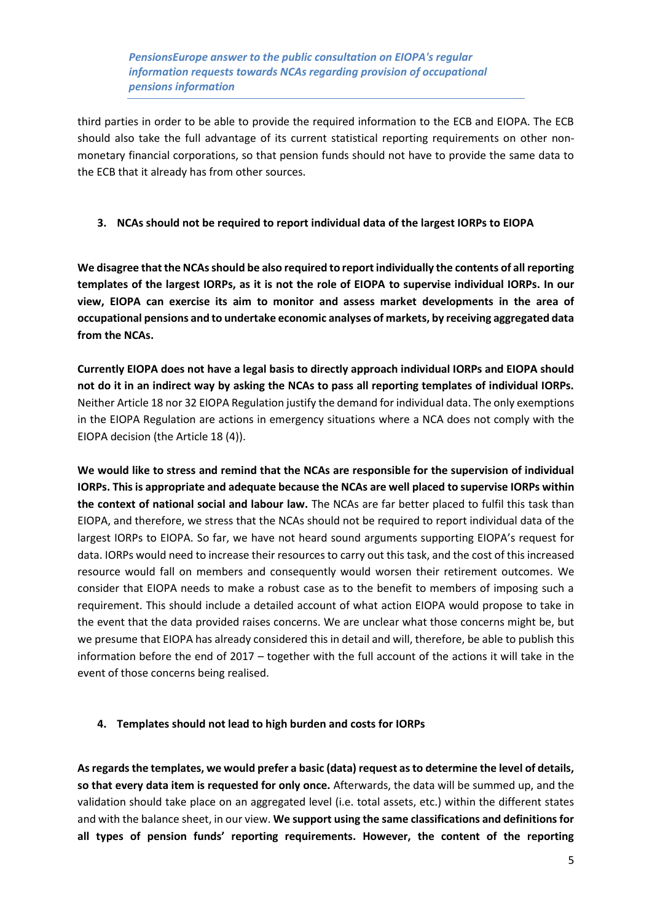third parties in order to be able to provide the required information to the ECB and EIOPA. The ECB should also take the full advantage of its current statistical reporting requirements on other non-monetary financial corporations, so that pension funds should not have to provide the same data to the ECB that it already has from other sources.

## 3. NCAs should not be required to report individual data of the largest IORPs to EIOPA

**We disagree that the NCAs should be also required to report individually the contents of all reporting templates of the largest IORPs, as it is not the role of EIOPA to supervise individual IORPs. In our view, EIOPA can exercise its aim to monitor and assess market developments in the area of occupational pensions and to undertake economic analyses of markets, by receiving aggregated data from the NCAs.**

**Currently EIOPA does not have a legal basis to directly approach individual IORPs and EIOPA should not do it in an indirect way by asking the NCAs to pass all reporting templates of individual IORPs.** Neither Article 18 nor 32 EIOPA Regulation justify the demand for individual data. The only exemptions in the EIOPA Regulation are actions in emergency situations where a NCA does not comply with the EIOPA decision (the Article 18 (4)).

**We would like to stress and remind that the NCAs are responsible for the supervision of individual IORPs. This is appropriate and adequate because the NCAs are well placed to supervise IORPs within the context of national social and labour law.** The NCAs are far better placed to fulfil this task than EIOPA, and therefore, we stress that the NCAs should not be required to report individual data of the largest IORPs to EIOPA. So far, we have not heard sound arguments supporting EIOPA's request for data. IORPs would need to increase their resources to carry out this task, and the cost of this increased resource would fall on members and consequently would worsen their retirement outcomes. We consider that EIOPA needs to make a robust case as to the benefit to members of imposing such a requirement. This should include a detailed account of what action EIOPA would propose to take in the event that the data provided raises concerns. We are unclear what those concerns might be, but we presume that EIOPA has already considered this in detail and will, therefore, be able to publish this information before the end of 2017 – together with the full account of the actions it will take in the event of those concerns being realised.

## 4. Templates should not lead to high burden and costs for IORPs

**As regards the templates, we would prefer a basic (data) request as to determine the level of details, so that every data item is requested for only once.** Afterwards, the data will be summed up, and the validation should take place on an aggregated level (i.e. total assets, etc.) within the different states and with the balance sheet, in our view. **We support using the same classifications and definitions for all types of pension funds' reporting requirements. However, the content of the reporting**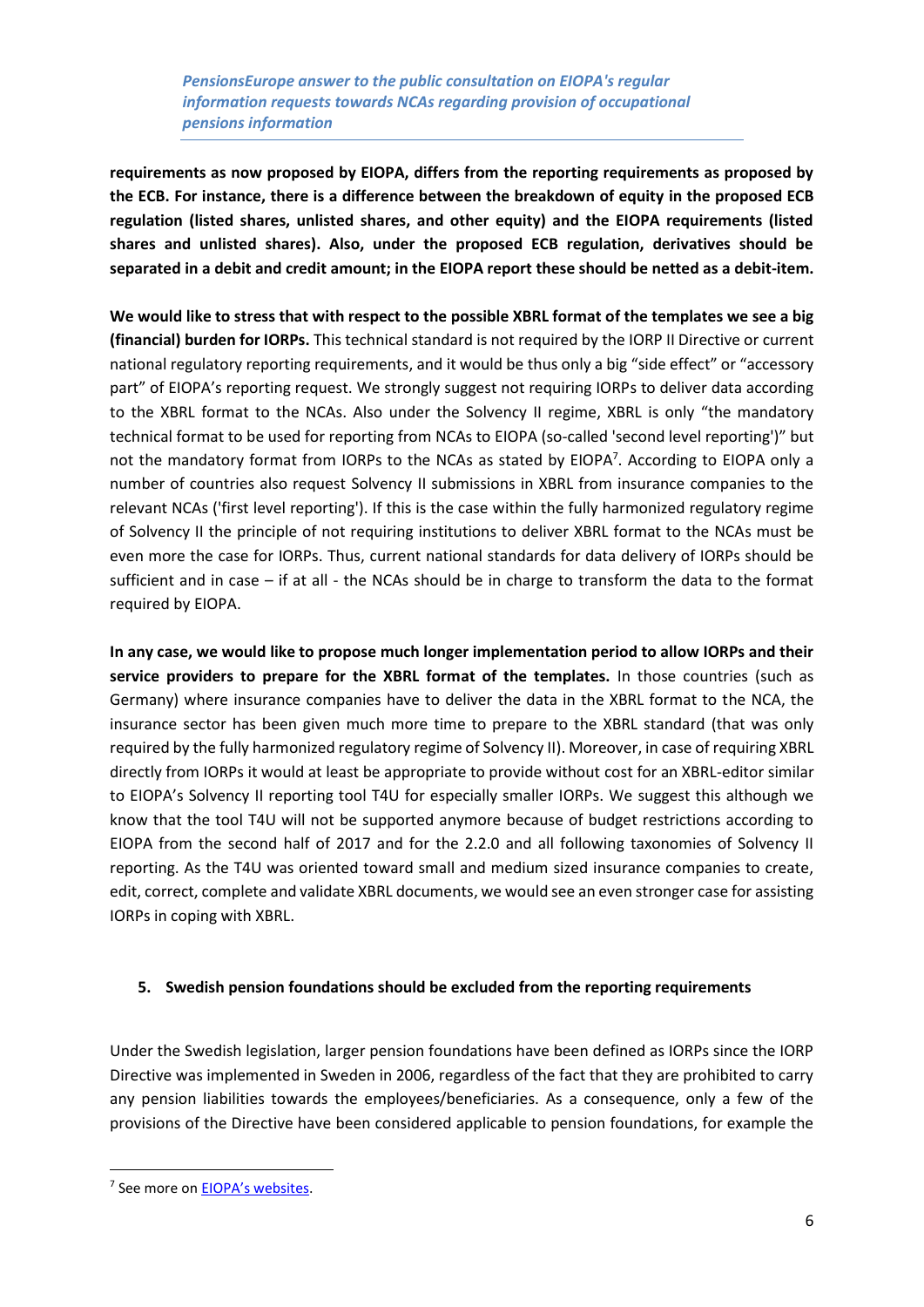**requirements as now proposed by EIOPA, differs from the reporting requirements as proposed by the ECB. For instance, there is a difference between the breakdown of equity in the proposed ECB regulation (listed shares, unlisted shares, and other equity) and the EIOPA requirements (listed shares and unlisted shares). Also, under the proposed ECB regulation, derivatives should be separated in a debit and credit amount; in the EIOPA report these should be netted as a debit-item.**

**We would like to stress that with respect to the possible XBRL format of the templates we see a big (financial) burden for IORPs.** This technical standard is not required by the IORP II Directive or current national regulatory reporting requirements, and it would be thus only a big "side effect" or "accessory part" of EIOPA's reporting request. We strongly suggest not requiring IORPs to deliver data according to the XBRL format to the NCAs. Also under the Solvency II regime, XBRL is only "the mandatory technical format to be used for reporting from NCAs to EIOPA (so-called 'second level reporting')" but not the mandatory format from IORPs to the NCAs as stated by EIOPA[7]. According to EIOPA only a number of countries also request Solvency II submissions in XBRL from insurance companies to the relevant NCAs ('first level reporting'). If this is the case within the fully harmonized regulatory regime of Solvency II the principle of not requiring institutions to deliver XBRL format to the NCAs must be even more the case for IORPs. Thus, current national standards for data delivery of IORPs should be sufficient and in case – if at all - the NCAs should be in charge to transform the data to the format required by EIOPA.

**In any case, we would like to propose much longer implementation period to allow IORPs and their service providers to prepare for the XBRL format of the templates.** In those countries (such as Germany) where insurance companies have to deliver the data in the XBRL format to the NCA, the insurance sector has been given much more time to prepare to the XBRL standard (that was only required by the fully harmonized regulatory regime of Solvency II). Moreover, in case of requiring XBRL directly from IORPs it would at least be appropriate to provide without cost for an XBRL-editor similar to EIOPA's Solvency II reporting tool T4U for especially smaller IORPs. We suggest this although we know that the tool T4U will not be supported anymore because of budget restrictions according to EIOPA from the second half of 2017 and for the 2.2.0 and all following taxonomies of Solvency II reporting. As the T4U was oriented toward small and medium sized insurance companies to create, edit, correct, complete and validate XBRL documents, we would see an even stronger case for assisting IORPs in coping with XBRL.

## 5. Swedish pension foundations should be excluded from the reporting requirements

Under the Swedish legislation, larger pension foundations have been defined as IORPs since the IORP Directive was implemented in Sweden in 2006, regardless of the fact that they are prohibited to carry any pension liabilities towards the employees/beneficiaries. As a consequence, only a few of the provisions of the Directive have been considered applicable to pension foundations, for example the

[7] See more on EIOPA's websites.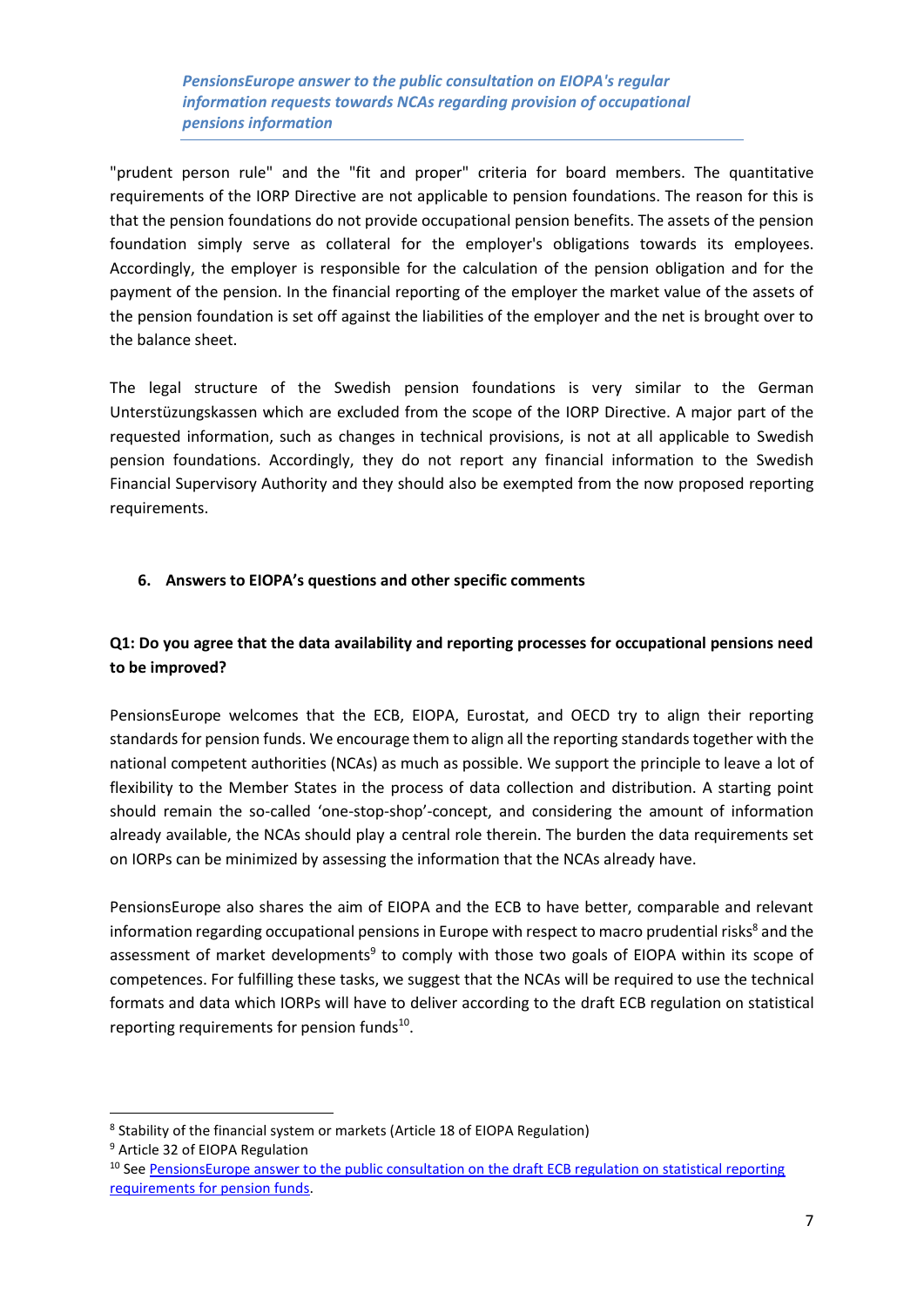"prudent person rule" and the "fit and proper" criteria for board members. The quantitative requirements of the IORP Directive are not applicable to pension foundations. The reason for this is that the pension foundations do not provide occupational pension benefits. The assets of the pension foundation simply serve as collateral for the employer's obligations towards its employees. Accordingly, the employer is responsible for the calculation of the pension obligation and for the payment of the pension. In the financial reporting of the employer the market value of the assets of the pension foundation is set off against the liabilities of the employer and the net is brought over to the balance sheet.

The legal structure of the Swedish pension foundations is very similar to the German Unterstüzungskassen which are excluded from the scope of the IORP Directive. A major part of the requested information, such as changes in technical provisions, is not at all applicable to Swedish pension foundations. Accordingly, they do not report any financial information to the Swedish Financial Supervisory Authority and they should also be exempted from the now proposed reporting requirements.

## 6. Answers to EIOPA's questions and other specific comments

### Q1: Do you agree that the data availability and reporting processes for occupational pensions need to be improved?

PensionsEurope welcomes that the ECB, EIOPA, Eurostat, and OECD try to align their reporting standards for pension funds. We encourage them to align all the reporting standards together with the national competent authorities (NCAs) as much as possible. We support the principle to leave a lot of flexibility to the Member States in the process of data collection and distribution. A starting point should remain the so-called 'one-stop-shop'-concept, and considering the amount of information already available, the NCAs should play a central role therein. The burden the data requirements set on IORPs can be minimized by assessing the information that the NCAs already have.

PensionsEurope also shares the aim of EIOPA and the ECB to have better, comparable and relevant information regarding occupational pensions in Europe with respect to macro prudential risks[8] and the assessment of market developments[9] to comply with those two goals of EIOPA within its scope of competences. For fulfilling these tasks, we suggest that the NCAs will be required to use the technical formats and data which IORPs will have to deliver according to the draft ECB regulation on statistical reporting requirements for pension funds[10].

---

[8] Stability of the financial system or markets (Article 18 of EIOPA Regulation)

[9] Article 32 of EIOPA Regulation

[10] See PensionsEurope answer to the public consultation on the draft ECB regulation on statistical reporting requirements for pension funds.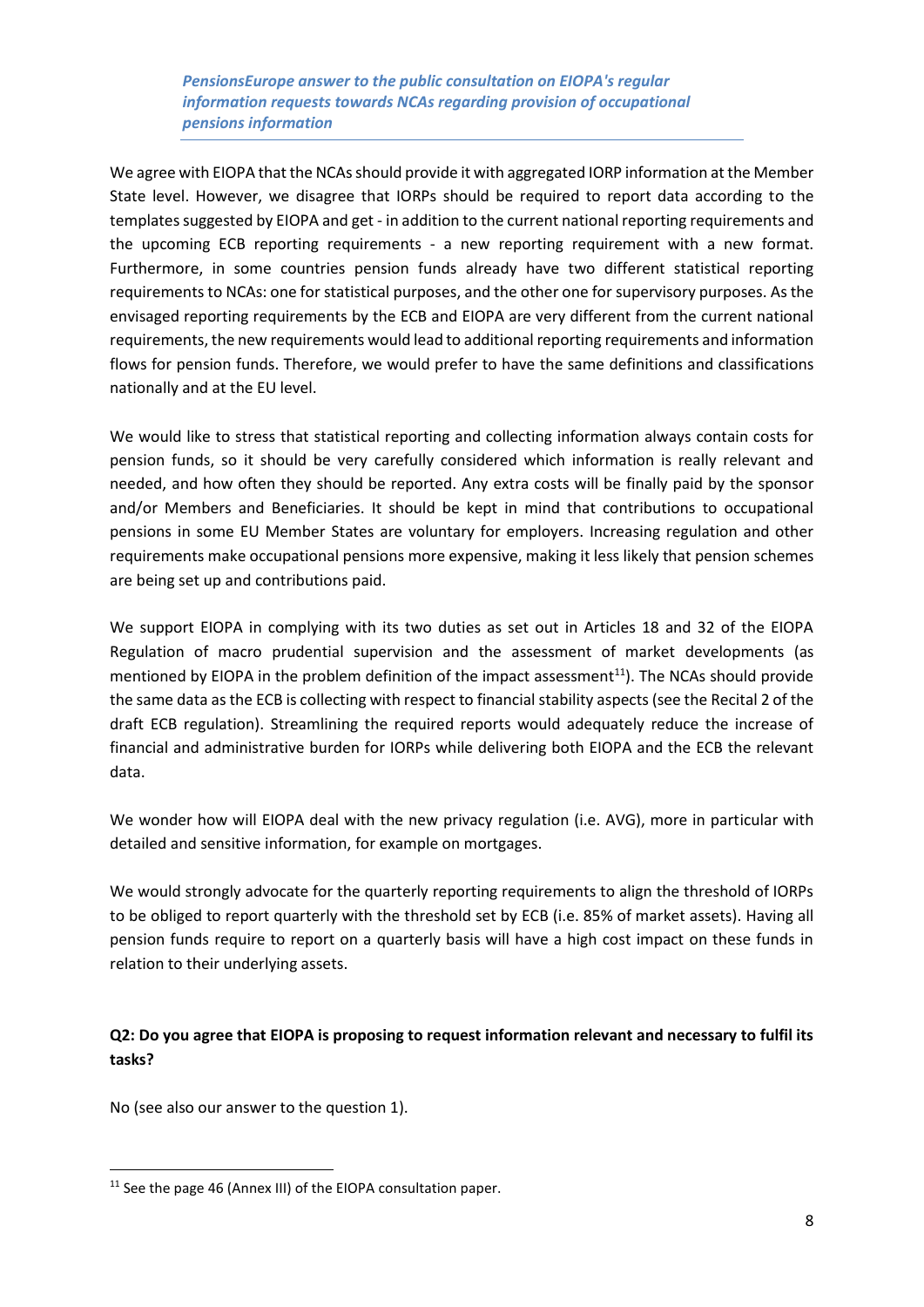*PensionsEurope answer to the public consultation on EIOPA's regular information requests towards NCAs regarding provision of occupational pensions information*

We agree with EIOPA that the NCAs should provide it with aggregated IORP information at the Member State level. However, we disagree that IORPs should be required to report data according to the templates suggested by EIOPA and get - in addition to the current national reporting requirements and the upcoming ECB reporting requirements - a new reporting requirement with a new format. Furthermore, in some countries pension funds already have two different statistical reporting requirements to NCAs: one for statistical purposes, and the other one for supervisory purposes. As the envisaged reporting requirements by the ECB and EIOPA are very different from the current national requirements, the new requirements would lead to additional reporting requirements and information flows for pension funds. Therefore, we would prefer to have the same definitions and classifications nationally and at the EU level.

We would like to stress that statistical reporting and collecting information always contain costs for pension funds, so it should be very carefully considered which information is really relevant and needed, and how often they should be reported. Any extra costs will be finally paid by the sponsor and/or Members and Beneficiaries. It should be kept in mind that contributions to occupational pensions in some EU Member States are voluntary for employers. Increasing regulation and other requirements make occupational pensions more expensive, making it less likely that pension schemes are being set up and contributions paid.

We support EIOPA in complying with its two duties as set out in Articles 18 and 32 of the EIOPA Regulation of macro prudential supervision and the assessment of market developments (as mentioned by EIOPA in the problem definition of the impact assessment[11]). The NCAs should provide the same data as the ECB is collecting with respect to financial stability aspects (see the Recital 2 of the draft ECB regulation). Streamlining the required reports would adequately reduce the increase of financial and administrative burden for IORPs while delivering both EIOPA and the ECB the relevant data.

We wonder how will EIOPA deal with the new privacy regulation (i.e. AVG), more in particular with detailed and sensitive information, for example on mortgages.

We would strongly advocate for the quarterly reporting requirements to align the threshold of IORPs to be obliged to report quarterly with the threshold set by ECB (i.e. 85% of market assets). Having all pension funds require to report on a quarterly basis will have a high cost impact on these funds in relation to their underlying assets.

**Q2: Do you agree that EIOPA is proposing to request information relevant and necessary to fulfil its tasks?**

No (see also our answer to the question 1).

[11] See the page 46 (Annex III) of the EIOPA consultation paper.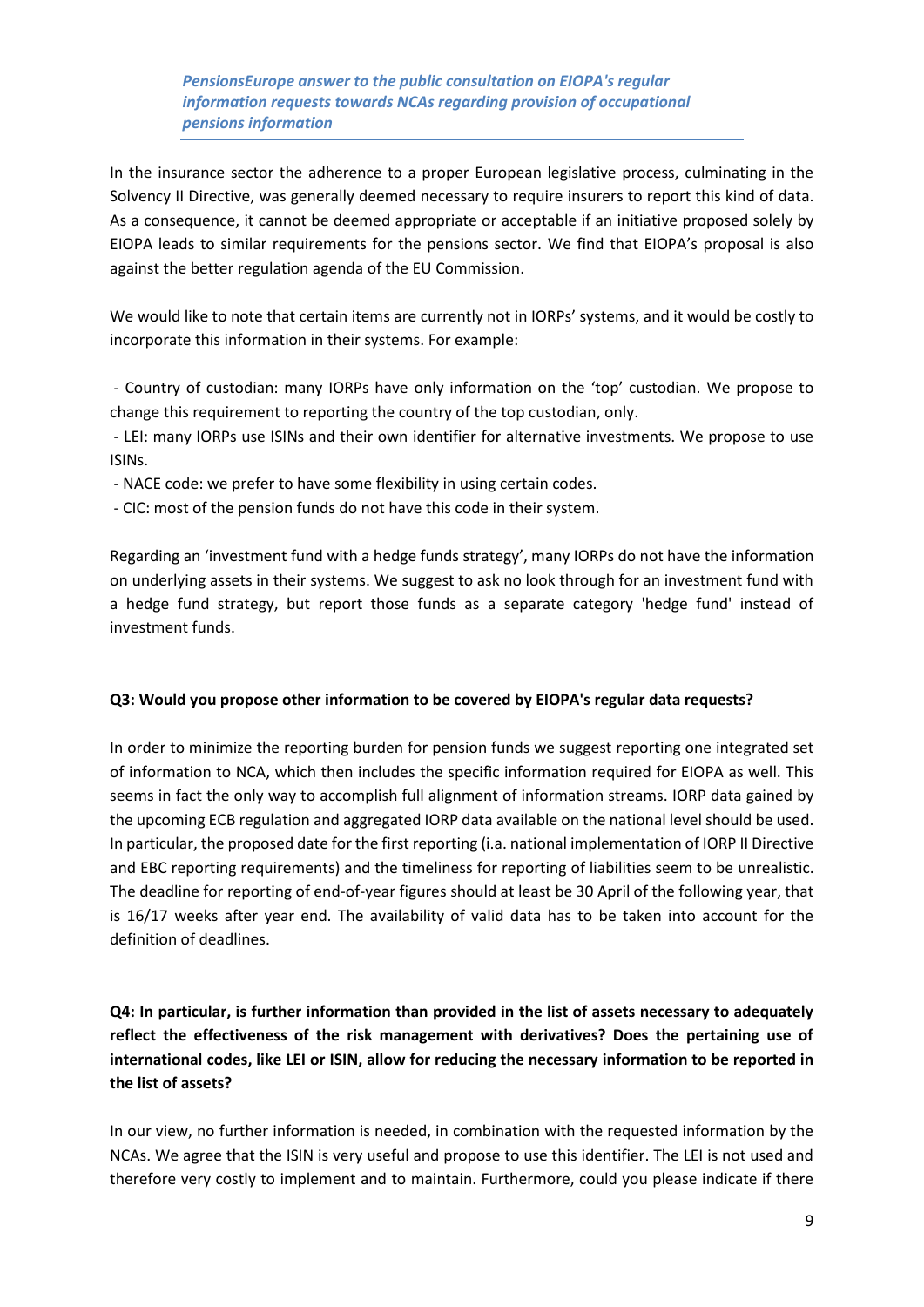In the insurance sector the adherence to a proper European legislative process, culminating in the Solvency II Directive, was generally deemed necessary to require insurers to report this kind of data. As a consequence, it cannot be deemed appropriate or acceptable if an initiative proposed solely by EIOPA leads to similar requirements for the pensions sector. We find that EIOPA's proposal is also against the better regulation agenda of the EU Commission.

We would like to note that certain items are currently not in IORPs' systems, and it would be costly to incorporate this information in their systems. For example:

- Country of custodian: many IORPs have only information on the 'top' custodian. We propose to change this requirement to reporting the country of the top custodian, only.
- LEI: many IORPs use ISINs and their own identifier for alternative investments. We propose to use ISINs.
- NACE code: we prefer to have some flexibility in using certain codes.
- CIC: most of the pension funds do not have this code in their system.

Regarding an 'investment fund with a hedge funds strategy', many IORPs do not have the information on underlying assets in their systems. We suggest to ask no look through for an investment fund with a hedge fund strategy, but report those funds as a separate category 'hedge fund' instead of investment funds.

**Q3: Would you propose other information to be covered by EIOPA's regular data requests?**

In order to minimize the reporting burden for pension funds we suggest reporting one integrated set of information to NCA, which then includes the specific information required for EIOPA as well. This seems in fact the only way to accomplish full alignment of information streams. IORP data gained by the upcoming ECB regulation and aggregated IORP data available on the national level should be used. In particular, the proposed date for the first reporting (i.a. national implementation of IORP II Directive and EBC reporting requirements) and the timeliness for reporting of liabilities seem to be unrealistic. The deadline for reporting of end-of-year figures should at least be 30 April of the following year, that is 16/17 weeks after year end. The availability of valid data has to be taken into account for the definition of deadlines.

**Q4: In particular, is further information than provided in the list of assets necessary to adequately reflect the effectiveness of the risk management with derivatives? Does the pertaining use of international codes, like LEI or ISIN, allow for reducing the necessary information to be reported in the list of assets?**

In our view, no further information is needed, in combination with the requested information by the NCAs. We agree that the ISIN is very useful and propose to use this identifier. The LEI is not used and therefore very costly to implement and to maintain. Furthermore, could you please indicate if there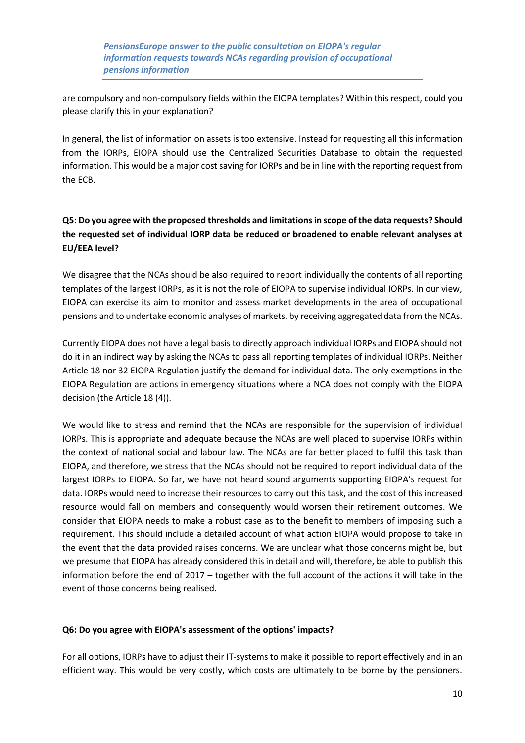are compulsory and non-compulsory fields within the EIOPA templates? Within this respect, could you please clarify this in your explanation?

In general, the list of information on assets is too extensive. Instead for requesting all this information from the IORPs, EIOPA should use the Centralized Securities Database to obtain the requested information. This would be a major cost saving for IORPs and be in line with the reporting request from the ECB.

**Q5: Do you agree with the proposed thresholds and limitations in scope of the data requests? Should the requested set of individual IORP data be reduced or broadened to enable relevant analyses at EU/EEA level?**

We disagree that the NCAs should be also required to report individually the contents of all reporting templates of the largest IORPs, as it is not the role of EIOPA to supervise individual IORPs. In our view, EIOPA can exercise its aim to monitor and assess market developments in the area of occupational pensions and to undertake economic analyses of markets, by receiving aggregated data from the NCAs.

Currently EIOPA does not have a legal basis to directly approach individual IORPs and EIOPA should not do it in an indirect way by asking the NCAs to pass all reporting templates of individual IORPs. Neither Article 18 nor 32 EIOPA Regulation justify the demand for individual data. The only exemptions in the EIOPA Regulation are actions in emergency situations where a NCA does not comply with the EIOPA decision (the Article 18 (4)).

We would like to stress and remind that the NCAs are responsible for the supervision of individual IORPs. This is appropriate and adequate because the NCAs are well placed to supervise IORPs within the context of national social and labour law. The NCAs are far better placed to fulfil this task than EIOPA, and therefore, we stress that the NCAs should not be required to report individual data of the largest IORPs to EIOPA. So far, we have not heard sound arguments supporting EIOPA's request for data. IORPs would need to increase their resources to carry out this task, and the cost of this increased resource would fall on members and consequently would worsen their retirement outcomes. We consider that EIOPA needs to make a robust case as to the benefit to members of imposing such a requirement. This should include a detailed account of what action EIOPA would propose to take in the event that the data provided raises concerns. We are unclear what those concerns might be, but we presume that EIOPA has already considered this in detail and will, therefore, be able to publish this information before the end of 2017 – together with the full account of the actions it will take in the event of those concerns being realised.

**Q6: Do you agree with EIOPA's assessment of the options' impacts?**

For all options, IORPs have to adjust their IT-systems to make it possible to report effectively and in an efficient way. This would be very costly, which costs are ultimately to be borne by the pensioners.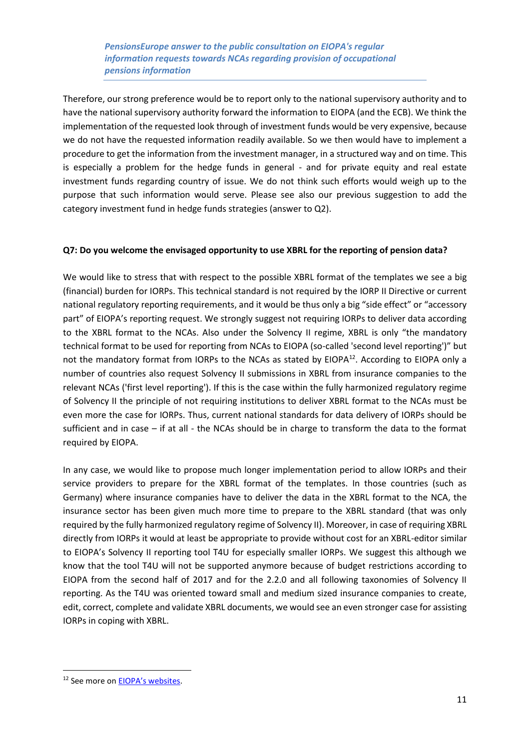Therefore, our strong preference would be to report only to the national supervisory authority and to have the national supervisory authority forward the information to EIOPA (and the ECB). We think the implementation of the requested look through of investment funds would be very expensive, because we do not have the requested information readily available. So we then would have to implement a procedure to get the information from the investment manager, in a structured way and on time. This is especially a problem for the hedge funds in general - and for private equity and real estate investment funds regarding country of issue. We do not think such efforts would weigh up to the purpose that such information would serve. Please see also our previous suggestion to add the category investment fund in hedge funds strategies (answer to Q2).

**Q7: Do you welcome the envisaged opportunity to use XBRL for the reporting of pension data?**

We would like to stress that with respect to the possible XBRL format of the templates we see a big (financial) burden for IORPs. This technical standard is not required by the IORP II Directive or current national regulatory reporting requirements, and it would be thus only a big "side effect" or "accessory part" of EIOPA's reporting request. We strongly suggest not requiring IORPs to deliver data according to the XBRL format to the NCAs. Also under the Solvency II regime, XBRL is only "the mandatory technical format to be used for reporting from NCAs to EIOPA (so-called 'second level reporting')" but not the mandatory format from IORPs to the NCAs as stated by EIOPA[12]. According to EIOPA only a number of countries also request Solvency II submissions in XBRL from insurance companies to the relevant NCAs ('first level reporting'). If this is the case within the fully harmonized regulatory regime of Solvency II the principle of not requiring institutions to deliver XBRL format to the NCAs must be even more the case for IORPs. Thus, current national standards for data delivery of IORPs should be sufficient and in case – if at all - the NCAs should be in charge to transform the data to the format required by EIOPA.

In any case, we would like to propose much longer implementation period to allow IORPs and their service providers to prepare for the XBRL format of the templates. In those countries (such as Germany) where insurance companies have to deliver the data in the XBRL format to the NCA, the insurance sector has been given much more time to prepare to the XBRL standard (that was only required by the fully harmonized regulatory regime of Solvency II). Moreover, in case of requiring XBRL directly from IORPs it would at least be appropriate to provide without cost for an XBRL-editor similar to EIOPA's Solvency II reporting tool T4U for especially smaller IORPs. We suggest this although we know that the tool T4U will not be supported anymore because of budget restrictions according to EIOPA from the second half of 2017 and for the 2.2.0 and all following taxonomies of Solvency II reporting. As the T4U was oriented toward small and medium sized insurance companies to create, edit, correct, complete and validate XBRL documents, we would see an even stronger case for assisting IORPs in coping with XBRL.

[12] See more on EIOPA's websites.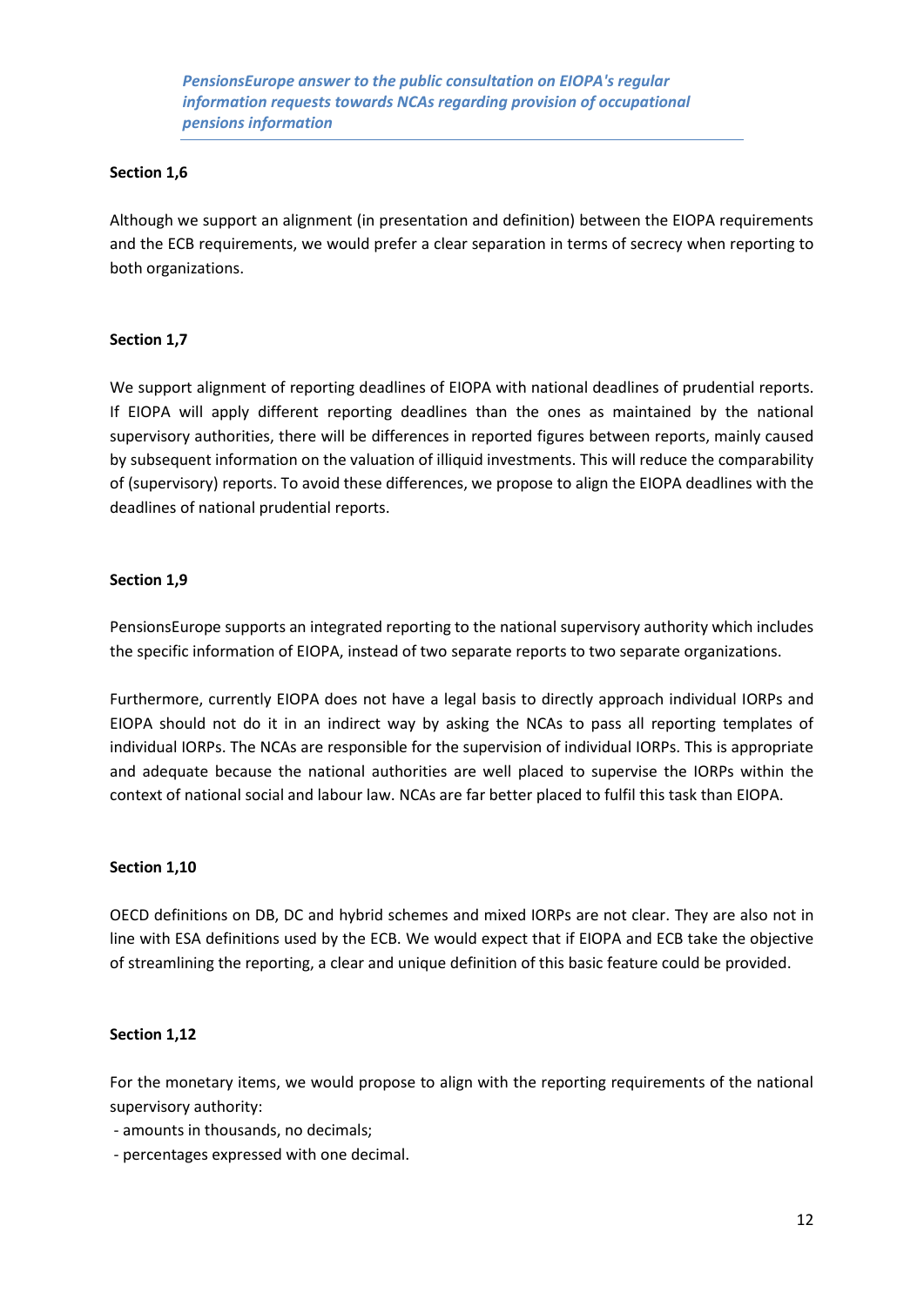*PensionsEurope answer to the public consultation on EIOPA's regular information requests towards NCAs regarding provision of occupational pensions information*

**Section 1,6**

Although we support an alignment (in presentation and definition) between the EIOPA requirements and the ECB requirements, we would prefer a clear separation in terms of secrecy when reporting to both organizations.

**Section 1,7**

We support alignment of reporting deadlines of EIOPA with national deadlines of prudential reports. If EIOPA will apply different reporting deadlines than the ones as maintained by the national supervisory authorities, there will be differences in reported figures between reports, mainly caused by subsequent information on the valuation of illiquid investments. This will reduce the comparability of (supervisory) reports. To avoid these differences, we propose to align the EIOPA deadlines with the deadlines of national prudential reports.

**Section 1,9**

PensionsEurope supports an integrated reporting to the national supervisory authority which includes the specific information of EIOPA, instead of two separate reports to two separate organizations.

Furthermore, currently EIOPA does not have a legal basis to directly approach individual IORPs and EIOPA should not do it in an indirect way by asking the NCAs to pass all reporting templates of individual IORPs. The NCAs are responsible for the supervision of individual IORPs. This is appropriate and adequate because the national authorities are well placed to supervise the IORPs within the context of national social and labour law. NCAs are far better placed to fulfil this task than EIOPA.

**Section 1,10**

OECD definitions on DB, DC and hybrid schemes and mixed IORPs are not clear. They are also not in line with ESA definitions used by the ECB. We would expect that if EIOPA and ECB take the objective of streamlining the reporting, a clear and unique definition of this basic feature could be provided.

**Section 1,12**

For the monetary items, we would propose to align with the reporting requirements of the national supervisory authority:

- amounts in thousands, no decimals;
- percentages expressed with one decimal.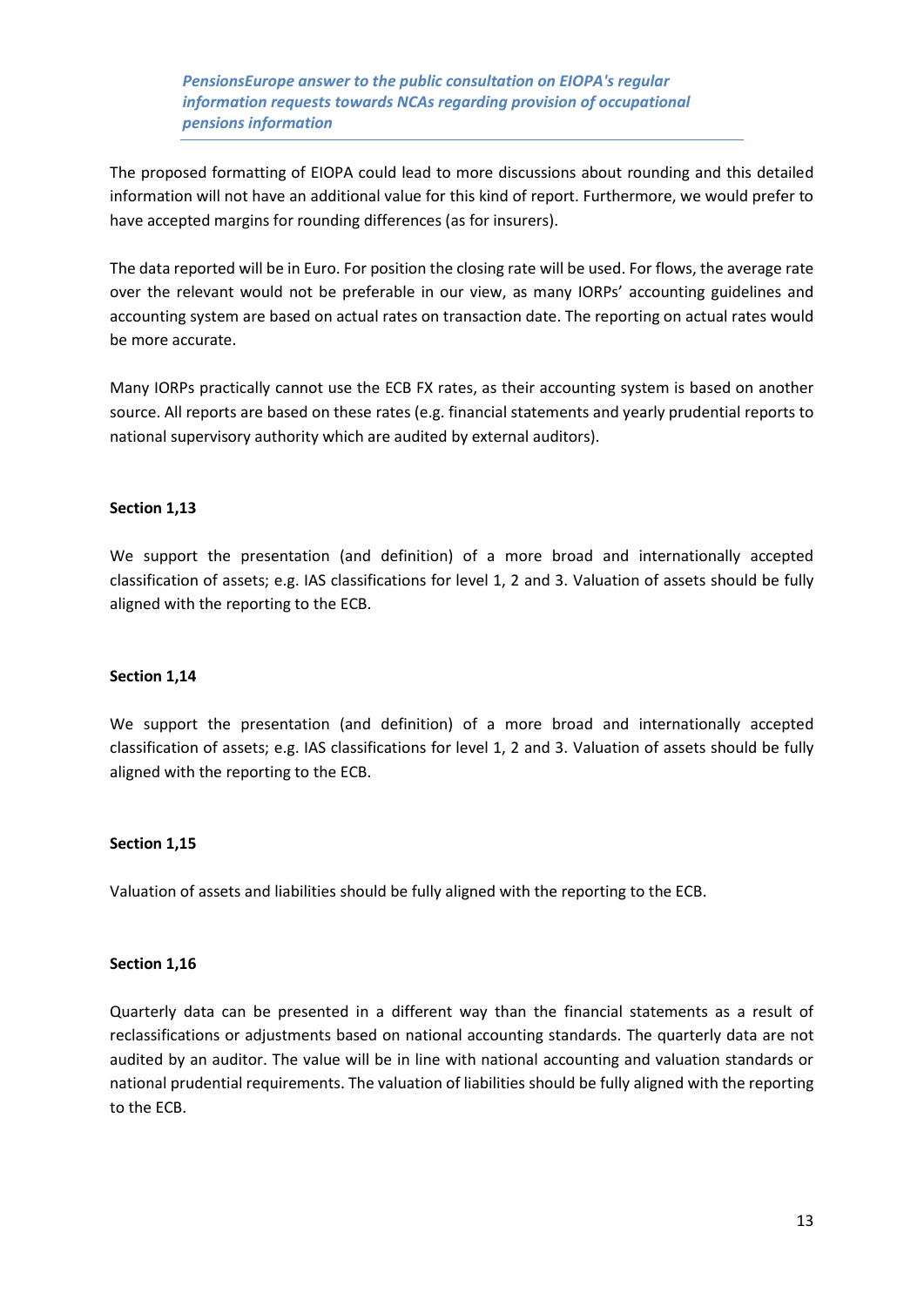The proposed formatting of EIOPA could lead to more discussions about rounding and this detailed information will not have an additional value for this kind of report. Furthermore, we would prefer to have accepted margins for rounding differences (as for insurers).

The data reported will be in Euro. For position the closing rate will be used. For flows, the average rate over the relevant would not be preferable in our view, as many IORPs' accounting guidelines and accounting system are based on actual rates on transaction date. The reporting on actual rates would be more accurate.

Many IORPs practically cannot use the ECB FX rates, as their accounting system is based on another source. All reports are based on these rates (e.g. financial statements and yearly prudential reports to national supervisory authority which are audited by external auditors).

**Section 1,13**

We support the presentation (and definition) of a more broad and internationally accepted classification of assets; e.g. IAS classifications for level 1, 2 and 3. Valuation of assets should be fully aligned with the reporting to the ECB.

**Section 1,14**

We support the presentation (and definition) of a more broad and internationally accepted classification of assets; e.g. IAS classifications for level 1, 2 and 3. Valuation of assets should be fully aligned with the reporting to the ECB.

**Section 1,15**

Valuation of assets and liabilities should be fully aligned with the reporting to the ECB.

**Section 1,16**

Quarterly data can be presented in a different way than the financial statements as a result of reclassifications or adjustments based on national accounting standards. The quarterly data are not audited by an auditor. The value will be in line with national accounting and valuation standards or national prudential requirements. The valuation of liabilities should be fully aligned with the reporting to the ECB.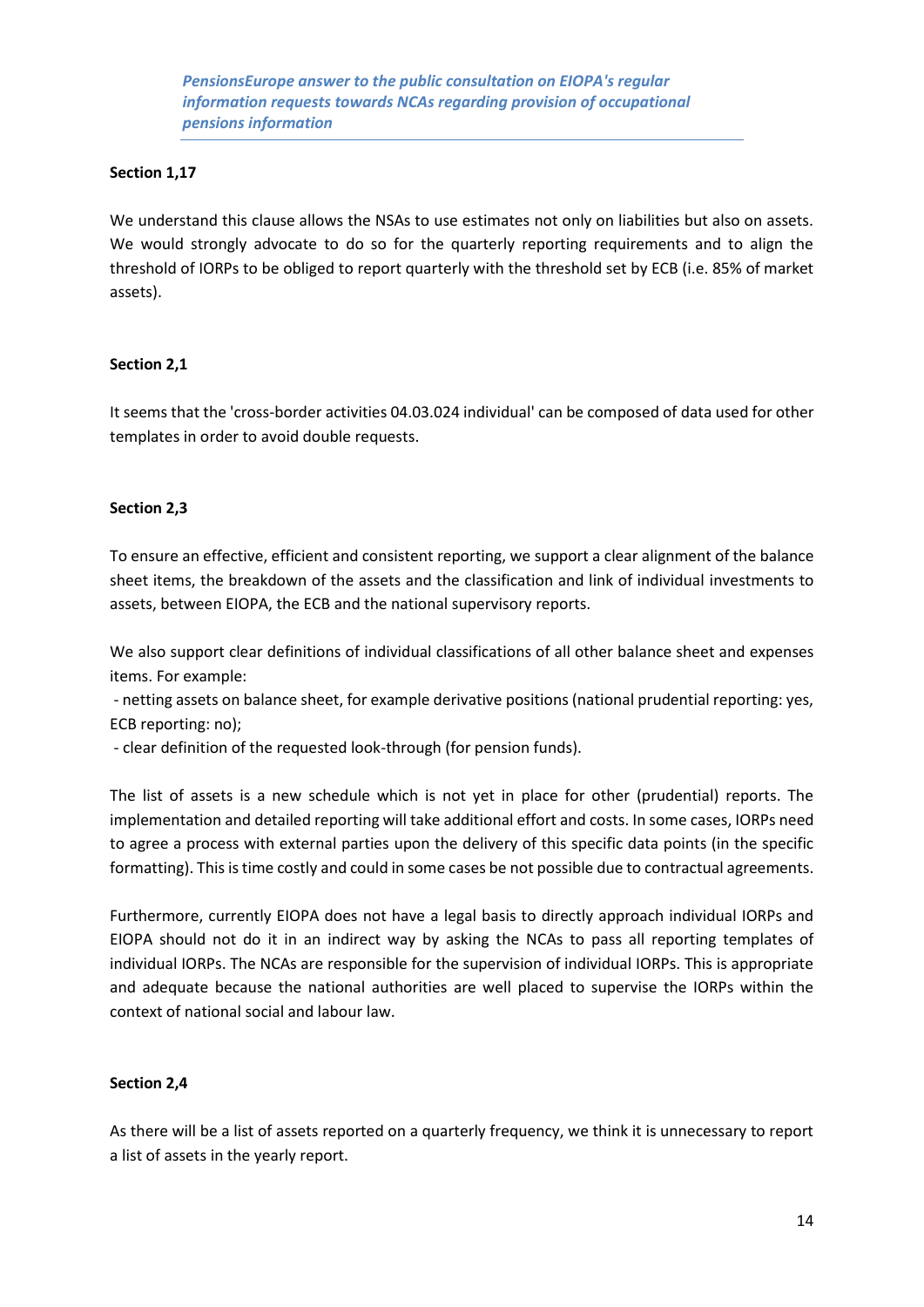*PensionsEurope answer to the public consultation on EIOPA's regular information requests towards NCAs regarding provision of occupational pensions information*

**Section 1,17**

We understand this clause allows the NSAs to use estimates not only on liabilities but also on assets. We would strongly advocate to do so for the quarterly reporting requirements and to align the threshold of IORPs to be obliged to report quarterly with the threshold set by ECB (i.e. 85% of market assets).

**Section 2,1**

It seems that the 'cross-border activities 04.03.024 individual' can be composed of data used for other templates in order to avoid double requests.

**Section 2,3**

To ensure an effective, efficient and consistent reporting, we support a clear alignment of the balance sheet items, the breakdown of the assets and the classification and link of individual investments to assets, between EIOPA, the ECB and the national supervisory reports.

We also support clear definitions of individual classifications of all other balance sheet and expenses items. For example:

- netting assets on balance sheet, for example derivative positions (national prudential reporting: yes, ECB reporting: no);
- clear definition of the requested look-through (for pension funds).

The list of assets is a new schedule which is not yet in place for other (prudential) reports. The implementation and detailed reporting will take additional effort and costs. In some cases, IORPs need to agree a process with external parties upon the delivery of this specific data points (in the specific formatting). This is time costly and could in some cases be not possible due to contractual agreements.

Furthermore, currently EIOPA does not have a legal basis to directly approach individual IORPs and EIOPA should not do it in an indirect way by asking the NCAs to pass all reporting templates of individual IORPs. The NCAs are responsible for the supervision of individual IORPs. This is appropriate and adequate because the national authorities are well placed to supervise the IORPs within the context of national social and labour law.

**Section 2,4**

As there will be a list of assets reported on a quarterly frequency, we think it is unnecessary to report a list of assets in the yearly report.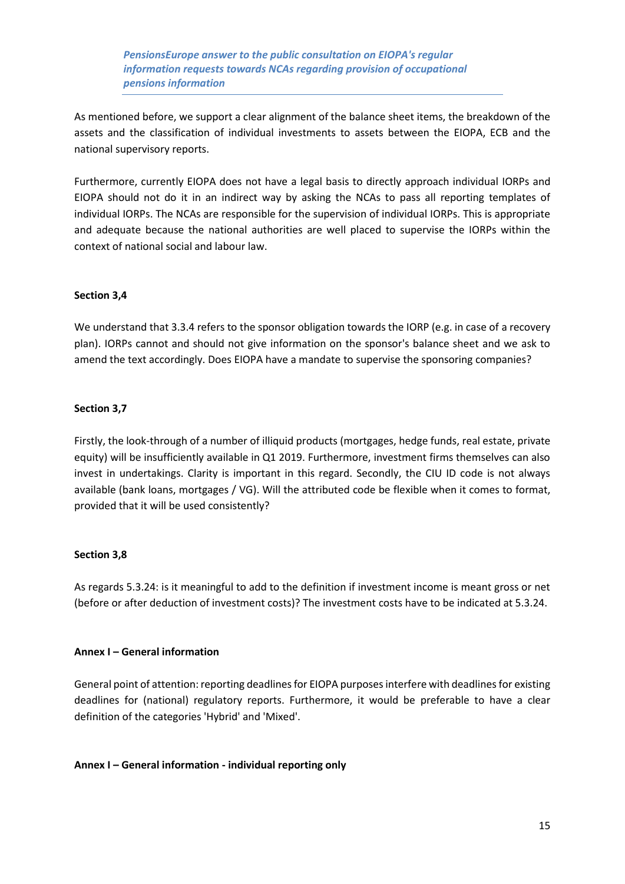As mentioned before, we support a clear alignment of the balance sheet items, the breakdown of the assets and the classification of individual investments to assets between the EIOPA, ECB and the national supervisory reports.

Furthermore, currently EIOPA does not have a legal basis to directly approach individual IORPs and EIOPA should not do it in an indirect way by asking the NCAs to pass all reporting templates of individual IORPs. The NCAs are responsible for the supervision of individual IORPs. This is appropriate and adequate because the national authorities are well placed to supervise the IORPs within the context of national social and labour law.

**Section 3,4**

We understand that 3.3.4 refers to the sponsor obligation towards the IORP (e.g. in case of a recovery plan). IORPs cannot and should not give information on the sponsor's balance sheet and we ask to amend the text accordingly. Does EIOPA have a mandate to supervise the sponsoring companies?

**Section 3,7**

Firstly, the look-through of a number of illiquid products (mortgages, hedge funds, real estate, private equity) will be insufficiently available in Q1 2019. Furthermore, investment firms themselves can also invest in undertakings. Clarity is important in this regard. Secondly, the CIU ID code is not always available (bank loans, mortgages / VG). Will the attributed code be flexible when it comes to format, provided that it will be used consistently?

**Section 3,8**

As regards 5.3.24: is it meaningful to add to the definition if investment income is meant gross or net (before or after deduction of investment costs)? The investment costs have to be indicated at 5.3.24.

**Annex I – General information**

General point of attention: reporting deadlines for EIOPA purposes interfere with deadlines for existing deadlines for (national) regulatory reports. Furthermore, it would be preferable to have a clear definition of the categories 'Hybrid' and 'Mixed'.

**Annex I – General information - individual reporting only**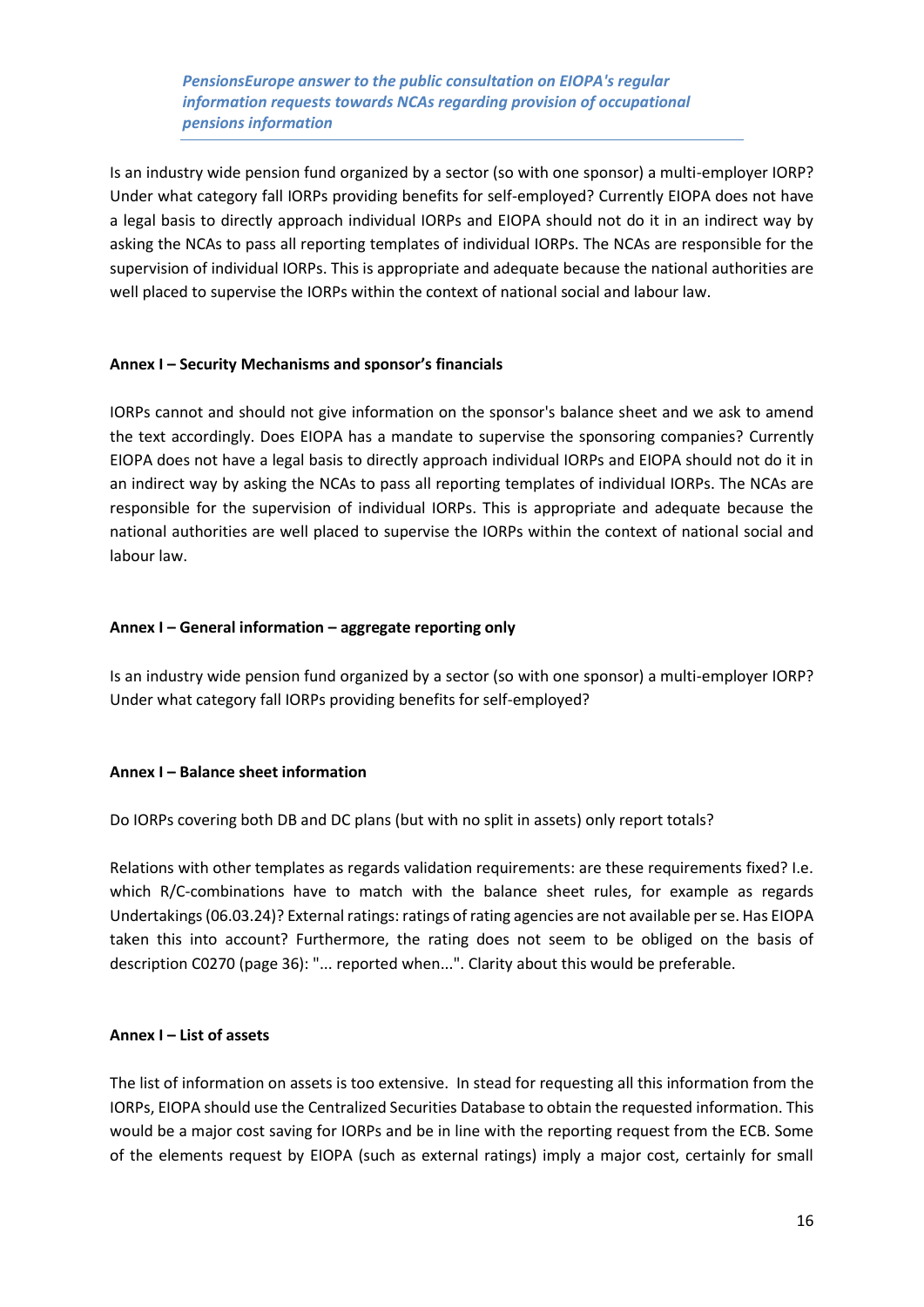Is an industry wide pension fund organized by a sector (so with one sponsor) a multi-employer IORP? Under what category fall IORPs providing benefits for self-employed? Currently EIOPA does not have a legal basis to directly approach individual IORPs and EIOPA should not do it in an indirect way by asking the NCAs to pass all reporting templates of individual IORPs. The NCAs are responsible for the supervision of individual IORPs. This is appropriate and adequate because the national authorities are well placed to supervise the IORPs within the context of national social and labour law.

**Annex I – Security Mechanisms and sponsor's financials**

IORPs cannot and should not give information on the sponsor's balance sheet and we ask to amend the text accordingly. Does EIOPA has a mandate to supervise the sponsoring companies? Currently EIOPA does not have a legal basis to directly approach individual IORPs and EIOPA should not do it in an indirect way by asking the NCAs to pass all reporting templates of individual IORPs. The NCAs are responsible for the supervision of individual IORPs. This is appropriate and adequate because the national authorities are well placed to supervise the IORPs within the context of national social and labour law.

**Annex I – General information – aggregate reporting only**

Is an industry wide pension fund organized by a sector (so with one sponsor) a multi-employer IORP? Under what category fall IORPs providing benefits for self-employed?

**Annex I – Balance sheet information**

Do IORPs covering both DB and DC plans (but with no split in assets) only report totals?

Relations with other templates as regards validation requirements: are these requirements fixed? I.e. which R/C-combinations have to match with the balance sheet rules, for example as regards Undertakings (06.03.24)? External ratings: ratings of rating agencies are not available per se. Has EIOPA taken this into account? Furthermore, the rating does not seem to be obliged on the basis of description C0270 (page 36): "... reported when...". Clarity about this would be preferable.

**Annex I – List of assets**

The list of information on assets is too extensive. In stead for requesting all this information from the IORPs, EIOPA should use the Centralized Securities Database to obtain the requested information. This would be a major cost saving for IORPs and be in line with the reporting request from the ECB. Some of the elements request by EIOPA (such as external ratings) imply a major cost, certainly for small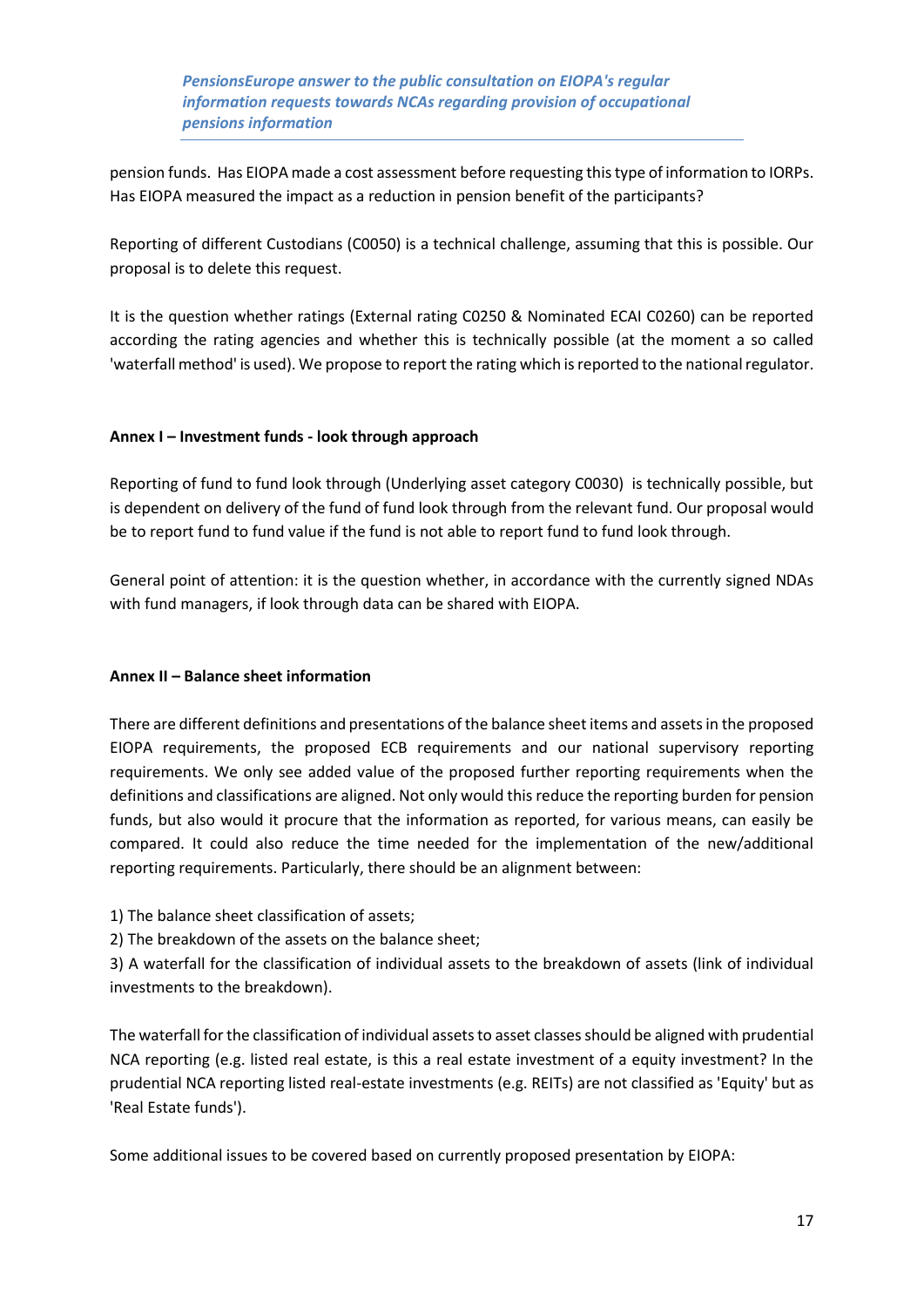pension funds. Has EIOPA made a cost assessment before requesting this type of information to IORPs. Has EIOPA measured the impact as a reduction in pension benefit of the participants?

Reporting of different Custodians (C0050) is a technical challenge, assuming that this is possible. Our proposal is to delete this request.

It is the question whether ratings (External rating C0250 & Nominated ECAI C0260) can be reported according the rating agencies and whether this is technically possible (at the moment a so called 'waterfall method' is used). We propose to report the rating which is reported to the national regulator.

**Annex I – Investment funds - look through approach**

Reporting of fund to fund look through (Underlying asset category C0030) is technically possible, but is dependent on delivery of the fund of fund look through from the relevant fund. Our proposal would be to report fund to fund value if the fund is not able to report fund to fund look through.

General point of attention: it is the question whether, in accordance with the currently signed NDAs with fund managers, if look through data can be shared with EIOPA.

**Annex II – Balance sheet information**

There are different definitions and presentations of the balance sheet items and assets in the proposed EIOPA requirements, the proposed ECB requirements and our national supervisory reporting requirements. We only see added value of the proposed further reporting requirements when the definitions and classifications are aligned. Not only would this reduce the reporting burden for pension funds, but also would it procure that the information as reported, for various means, can easily be compared. It could also reduce the time needed for the implementation of the new/additional reporting requirements. Particularly, there should be an alignment between:

1) The balance sheet classification of assets;
2) The breakdown of the assets on the balance sheet;
3) A waterfall for the classification of individual assets to the breakdown of assets (link of individual investments to the breakdown).

The waterfall for the classification of individual assets to asset classes should be aligned with prudential NCA reporting (e.g. listed real estate, is this a real estate investment of a equity investment? In the prudential NCA reporting listed real-estate investments (e.g. REITs) are not classified as 'Equity' but as 'Real Estate funds').

Some additional issues to be covered based on currently proposed presentation by EIOPA: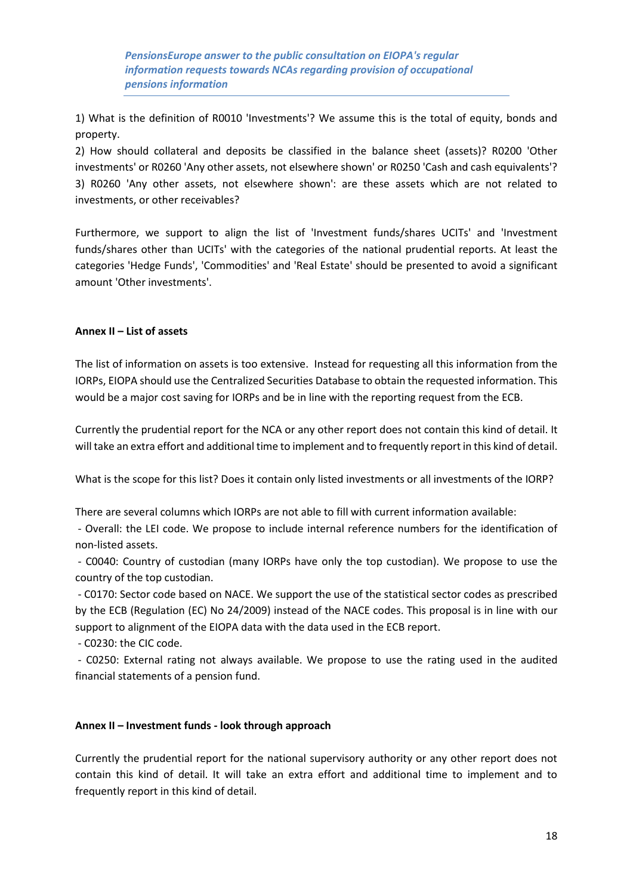*PensionsEurope answer to the public consultation on EIOPA's regular information requests towards NCAs regarding provision of occupational pensions information*

1) What is the definition of R0010 'Investments'? We assume this is the total of equity, bonds and property.
2) How should collateral and deposits be classified in the balance sheet (assets)? R0200 'Other investments' or R0260 'Any other assets, not elsewhere shown' or R0250 'Cash and cash equivalents'?
3) R0260 'Any other assets, not elsewhere shown': are these assets which are not related to investments, or other receivables?

Furthermore, we support to align the list of 'Investment funds/shares UCITs' and 'Investment funds/shares other than UCITs' with the categories of the national prudential reports. At least the categories 'Hedge Funds', 'Commodities' and 'Real Estate' should be presented to avoid a significant amount 'Other investments'.

**Annex II – List of assets**

The list of information on assets is too extensive. Instead for requesting all this information from the IORPs, EIOPA should use the Centralized Securities Database to obtain the requested information. This would be a major cost saving for IORPs and be in line with the reporting request from the ECB.

Currently the prudential report for the NCA or any other report does not contain this kind of detail. It will take an extra effort and additional time to implement and to frequently report in this kind of detail.

What is the scope for this list? Does it contain only listed investments or all investments of the IORP?

There are several columns which IORPs are not able to fill with current information available:

- Overall: the LEI code. We propose to include internal reference numbers for the identification of non-listed assets.
- C0040: Country of custodian (many IORPs have only the top custodian). We propose to use the country of the top custodian.
- C0170: Sector code based on NACE. We support the use of the statistical sector codes as prescribed by the ECB (Regulation (EC) No 24/2009) instead of the NACE codes. This proposal is in line with our support to alignment of the EIOPA data with the data used in the ECB report.
- C0230: the CIC code.
- C0250: External rating not always available. We propose to use the rating used in the audited financial statements of a pension fund.

**Annex II – Investment funds - look through approach**

Currently the prudential report for the national supervisory authority or any other report does not contain this kind of detail. It will take an extra effort and additional time to implement and to frequently report in this kind of detail.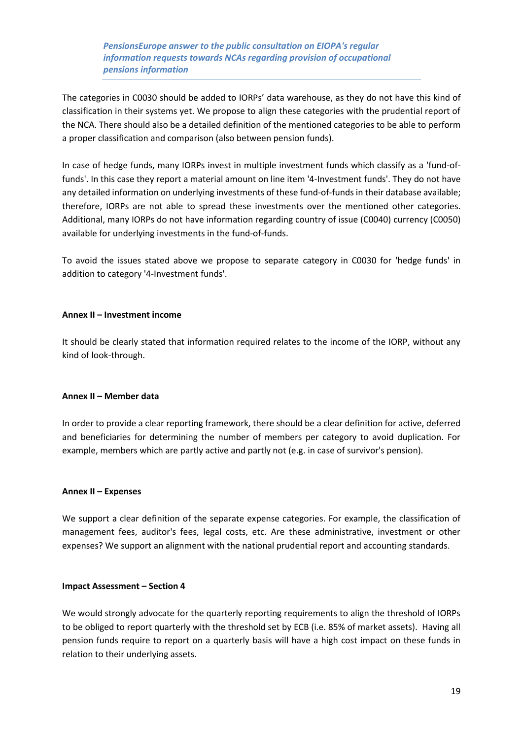The categories in C0030 should be added to IORPs' data warehouse, as they do not have this kind of classification in their systems yet. We propose to align these categories with the prudential report of the NCA. There should also be a detailed definition of the mentioned categories to be able to perform a proper classification and comparison (also between pension funds).

In case of hedge funds, many IORPs invest in multiple investment funds which classify as a 'fund-of-funds'. In this case they report a material amount on line item '4-Investment funds'. They do not have any detailed information on underlying investments of these fund-of-funds in their database available; therefore, IORPs are not able to spread these investments over the mentioned other categories. Additional, many IORPs do not have information regarding country of issue (C0040) currency (C0050) available for underlying investments in the fund-of-funds.

To avoid the issues stated above we propose to separate category in C0030 for 'hedge funds' in addition to category '4-Investment funds'.

**Annex II – Investment income**

It should be clearly stated that information required relates to the income of the IORP, without any kind of look-through.

**Annex II – Member data**

In order to provide a clear reporting framework, there should be a clear definition for active, deferred and beneficiaries for determining the number of members per category to avoid duplication. For example, members which are partly active and partly not (e.g. in case of survivor's pension).

**Annex II – Expenses**

We support a clear definition of the separate expense categories. For example, the classification of management fees, auditor's fees, legal costs, etc. Are these administrative, investment or other expenses? We support an alignment with the national prudential report and accounting standards.

**Impact Assessment – Section 4**

We would strongly advocate for the quarterly reporting requirements to align the threshold of IORPs to be obliged to report quarterly with the threshold set by ECB (i.e. 85% of market assets). Having all pension funds require to report on a quarterly basis will have a high cost impact on these funds in relation to their underlying assets.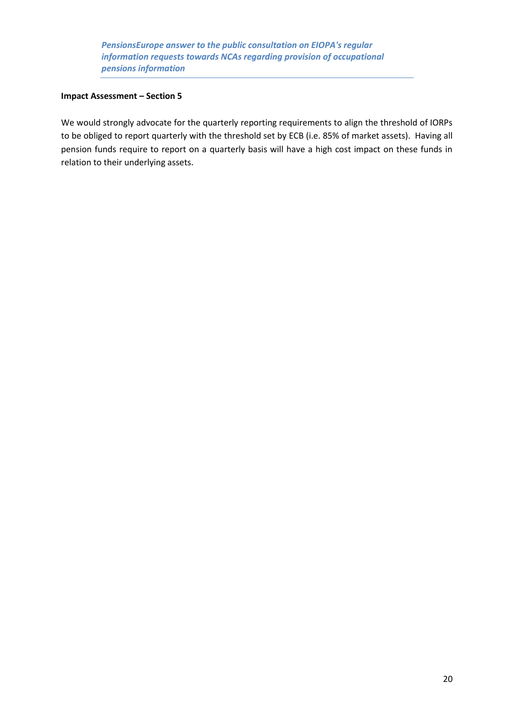**Impact Assessment – Section 5**

We would strongly advocate for the quarterly reporting requirements to align the threshold of IORPs to be obliged to report quarterly with the threshold set by ECB (i.e. 85% of market assets). Having all pension funds require to report on a quarterly basis will have a high cost impact on these funds in relation to their underlying assets.